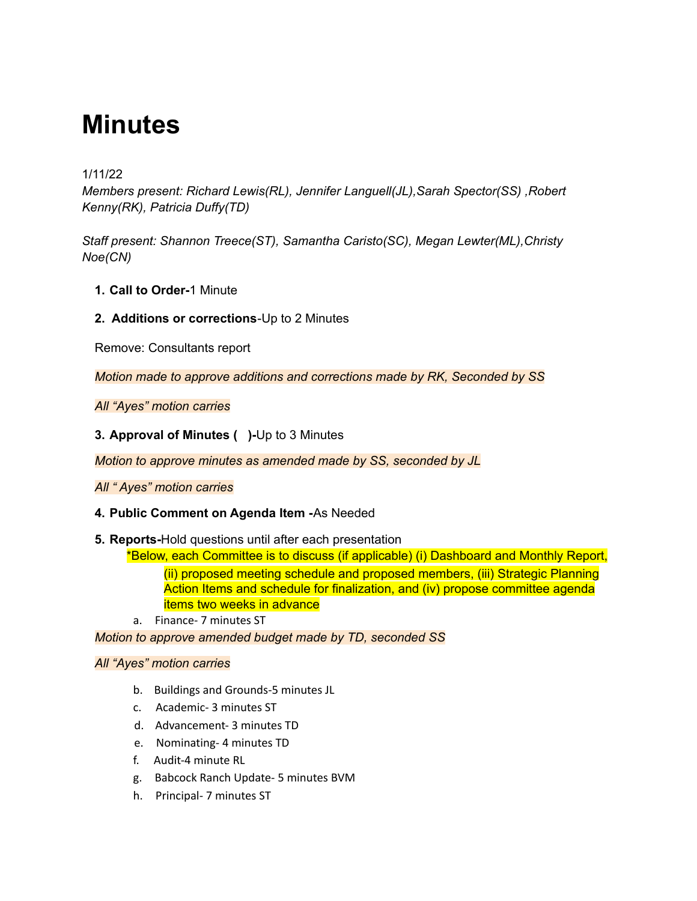# Minutes

1/11/22

*Members present: Richard Lewis(RL), Jennifer Languell(JL),Sarah Spector(SS) ,Robert Kenny(RK), Patricia Duffy(TD)*

*Staff present: Shannon Treece(ST), Samantha Caristo(SC), Megan Lewter(ML),Christy Noe(CN)*

1. **Call to Order-**1 Minute

2. **Additions or corrections**-Up to 2 Minutes

   Remove: Consultants report

   *Motion made to approve additions and corrections made by RK, Seconded by SS*

   *All "Ayes" motion carries*

3. **Approval of Minutes (   )-**Up to 3 Minutes

   *Motion to approve minutes as amended made by SS, seconded by JL*

   *All " Ayes" motion carries*

4. **Public Comment on Agenda Item -**As Needed

5. **Reports-**Hold questions until after each presentation

   *Below, each Committee is to discuss (if applicable) (i) Dashboard and Monthly Report, (ii) proposed meeting schedule and proposed members, (iii) Strategic Planning Action Items and schedule for finalization, and (iv) propose committee agenda items two weeks in advance

   a. Finance- 7 minutes ST

   *Motion to approve amended budget made by TD, seconded SS*

   *All "Ayes" motion carries*

   b. Buildings and Grounds-5 minutes JL
   c. Academic- 3 minutes ST
   d. Advancement- 3 minutes TD
   e. Nominating- 4 minutes TD
   f. Audit-4 minute RL
   g. Babcock Ranch Update- 5 minutes BVM
   h. Principal- 7 minutes ST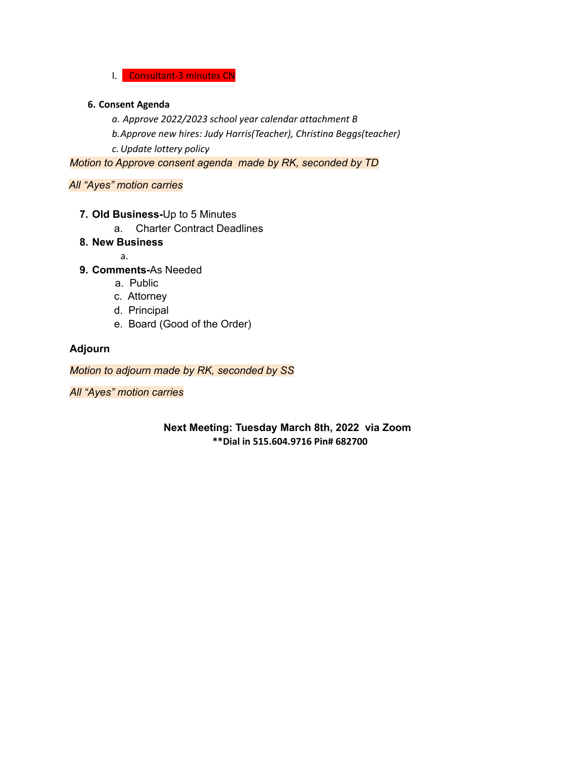I. Consultant-3 minutes CN

**6. Consent Agenda**

*a. Approve 2022/2023 school year calendar attachment B*

*b. Approve new hires: Judy Harris(Teacher), Christina Beggs(teacher)*

*c. Update lottery policy*

*Motion to Approve consent agenda made by RK, seconded by TD*

*All "Ayes" motion carries*

7. **Old Business-**Up to 5 Minutes
   a. Charter Contract Deadlines
8. **New Business**
   a.
9. **Comments-**As Needed
   a. Public
   c. Attorney
   d. Principal
   e. Board (Good of the Order)

**Adjourn**

*Motion to adjourn made by RK, seconded by SS*

*All "Ayes" motion carries*

**Next Meeting: Tuesday March 8th, 2022 via Zoom**

**\*\*Dial in 515.604.9716 Pin# 682700**